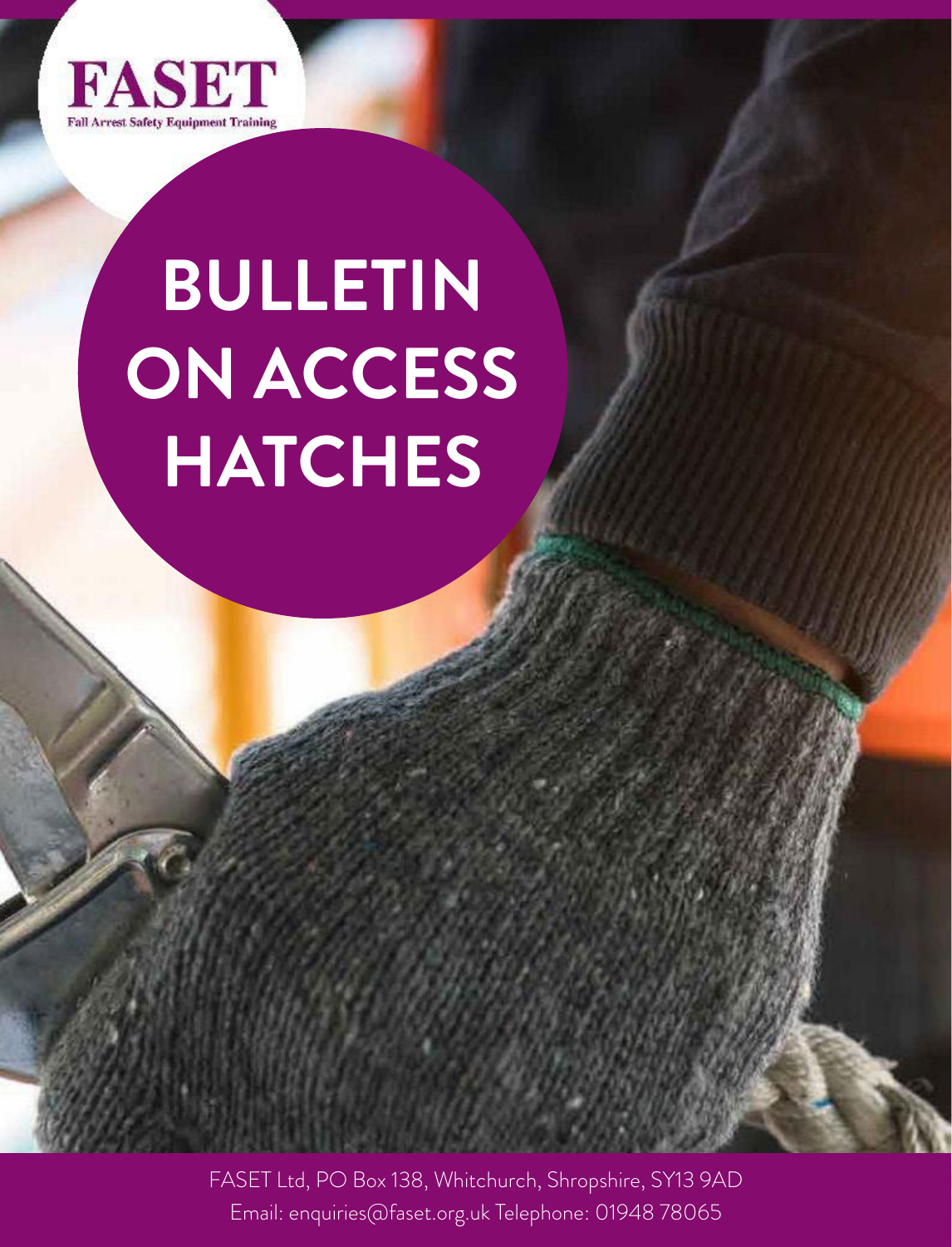FASET

Fall Arrest Safety Equipment Training

# BULLETIN ON ACCESS HATCHES

FASET Ltd, PO Box 138, Whitchurch, Shropshire, SY13 9AD
Email: enquiries@faset.org.uk Telephone: 01948 78065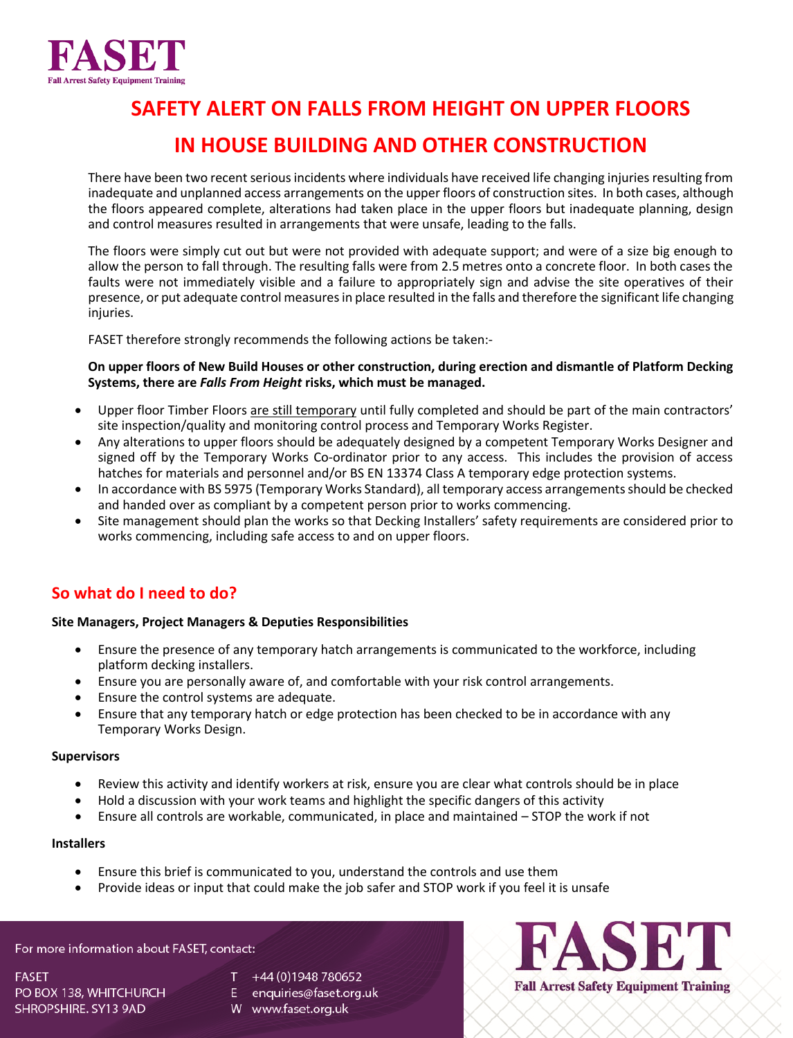# FASET

Fall Arrest Safety Equipment Training

# SAFETY ALERT ON FALLS FROM HEIGHT ON UPPER FLOORS IN HOUSE BUILDING AND OTHER CONSTRUCTION

There have been two recent serious incidents where individuals have received life changing injuries resulting from inadequate and unplanned access arrangements on the upper floors of construction sites. In both cases, although the floors appeared complete, alterations had taken place in the upper floors but inadequate planning, design and control measures resulted in arrangements that were unsafe, leading to the falls.

The floors were simply cut out but were not provided with adequate support; and were of a size big enough to allow the person to fall through. The resulting falls were from 2.5 metres onto a concrete floor. In both cases the faults were not immediately visible and a failure to appropriately sign and advise the site operatives of their presence, or put adequate control measures in place resulted in the falls and therefore the significant life changing injuries.

FASET therefore strongly recommends the following actions be taken:-

**On upper floors of New Build Houses or other construction, during erection and dismantle of Platform Decking Systems, there are *Falls From Height* risks, which must be managed.**

- Upper floor Timber Floors are still temporary until fully completed and should be part of the main contractors' site inspection/quality and monitoring control process and Temporary Works Register.
- Any alterations to upper floors should be adequately designed by a competent Temporary Works Designer and signed off by the Temporary Works Co-ordinator prior to any access. This includes the provision of access hatches for materials and personnel and/or BS EN 13374 Class A temporary edge protection systems.
- In accordance with BS 5975 (Temporary Works Standard), all temporary access arrangements should be checked and handed over as compliant by a competent person prior to works commencing.
- Site management should plan the works so that Decking Installers' safety requirements are considered prior to works commencing, including safe access to and on upper floors.

## So what do I need to do?

**Site Managers, Project Managers & Deputies Responsibilities**

- Ensure the presence of any temporary hatch arrangements is communicated to the workforce, including platform decking installers.
- Ensure you are personally aware of, and comfortable with your risk control arrangements.
- Ensure the control systems are adequate.
- Ensure that any temporary hatch or edge protection has been checked to be in accordance with any Temporary Works Design.

**Supervisors**

- Review this activity and identify workers at risk, ensure you are clear what controls should be in place
- Hold a discussion with your work teams and highlight the specific dangers of this activity
- Ensure all controls are workable, communicated, in place and maintained – STOP the work if not

**Installers**

- Ensure this brief is communicated to you, understand the controls and use them
- Provide ideas or input that could make the job safer and STOP work if you feel it is unsafe

For more information about FASET, contact:

FASET
PO BOX 138, WHITCHURCH
SHROPSHIRE. SY13 9AD

T +44 (0)1948 780652
E enquiries@faset.org.uk
W www.faset.org.uk

FASET
Fall Arrest Safety Equipment Training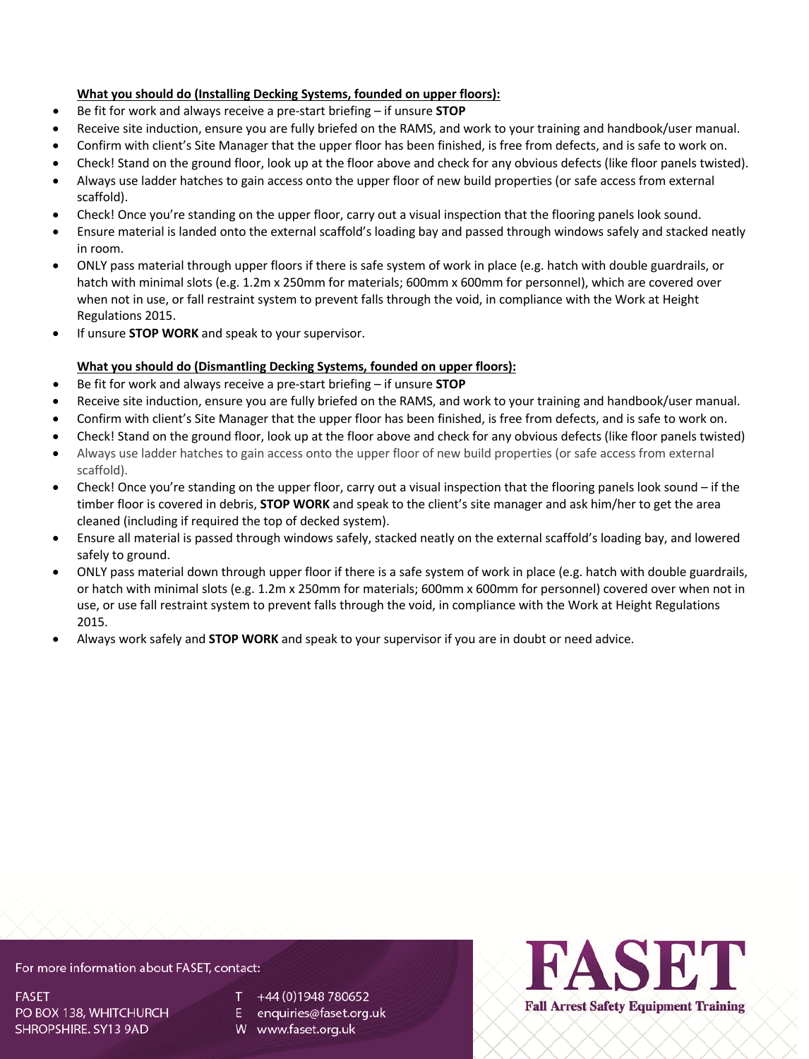**What you should do (Installing Decking Systems, founded on upper floors):**

- Be fit for work and always receive a pre-start briefing – if unsure **STOP**
- Receive site induction, ensure you are fully briefed on the RAMS, and work to your training and handbook/user manual.
- Confirm with client's Site Manager that the upper floor has been finished, is free from defects, and is safe to work on.
- Check! Stand on the ground floor, look up at the floor above and check for any obvious defects (like floor panels twisted).
- Always use ladder hatches to gain access onto the upper floor of new build properties (or safe access from external scaffold).
- Check! Once you're standing on the upper floor, carry out a visual inspection that the flooring panels look sound.
- Ensure material is landed onto the external scaffold's loading bay and passed through windows safely and stacked neatly in room.
- ONLY pass material through upper floors if there is safe system of work in place (e.g. hatch with double guardrails, or hatch with minimal slots (e.g. 1.2m x 250mm for materials; 600mm x 600mm for personnel), which are covered over when not in use, or fall restraint system to prevent falls through the void, in compliance with the Work at Height Regulations 2015.
- If unsure **STOP WORK** and speak to your supervisor.

**What you should do (Dismantling Decking Systems, founded on upper floors):**

- Be fit for work and always receive a pre-start briefing – if unsure **STOP**
- Receive site induction, ensure you are fully briefed on the RAMS, and work to your training and handbook/user manual.
- Confirm with client's Site Manager that the upper floor has been finished, is free from defects, and is safe to work on.
- Check! Stand on the ground floor, look up at the floor above and check for any obvious defects (like floor panels twisted)
- Always use ladder hatches to gain access onto the upper floor of new build properties (or safe access from external scaffold).
- Check! Once you're standing on the upper floor, carry out a visual inspection that the flooring panels look sound – if the timber floor is covered in debris, **STOP WORK** and speak to the client's site manager and ask him/her to get the area cleaned (including if required the top of decked system).
- Ensure all material is passed through windows safely, stacked neatly on the external scaffold's loading bay, and lowered safely to ground.
- ONLY pass material down through upper floor if there is a safe system of work in place (e.g. hatch with double guardrails, or hatch with minimal slots (e.g. 1.2m x 250mm for materials; 600mm x 600mm for personnel) covered over when not in use, or use fall restraint system to prevent falls through the void, in compliance with the Work at Height Regulations 2015.
- Always work safely and **STOP WORK** and speak to your supervisor if you are in doubt or need advice.

For more information about FASET, contact:

FASET
PO BOX 138, WHITCHURCH
SHROPSHIRE. SY13 9AD

T +44 (0)1948 780652
E enquiries@faset.org.uk
W www.faset.org.uk

FASET
Fall Arrest Safety Equipment Training